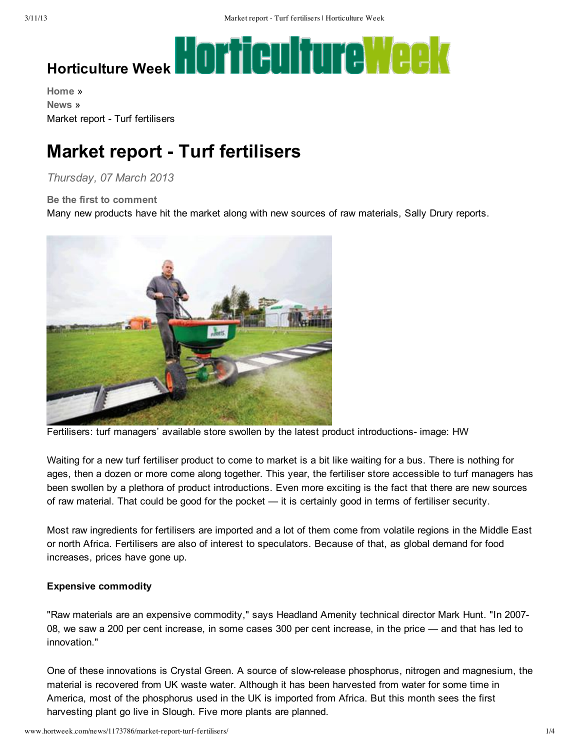# Horticulture Week

Home »
News »
Market report - Turf fertilisers

# Market report - Turf fertilisers

*Thursday, 07 March 2013*

**Be the first to comment**

Many new products have hit the market along with new sources of raw materials, Sally Drury reports.

Fertilisers: turf managers' available store swollen by the latest product introductions- image: HW

Waiting for a new turf fertiliser product to come to market is a bit like waiting for a bus. There is nothing for ages, then a dozen or more come along together. This year, the fertiliser store accessible to turf managers has been swollen by a plethora of product introductions. Even more exciting is the fact that there are new sources of raw material. That could be good for the pocket — it is certainly good in terms of fertiliser security.

Most raw ingredients for fertilisers are imported and a lot of them come from volatile regions in the Middle East or north Africa. Fertilisers are also of interest to speculators. Because of that, as global demand for food increases, prices have gone up.

**Expensive commodity**

"Raw materials are an expensive commodity," says Headland Amenity technical director Mark Hunt. "In 2007-08, we saw a 200 per cent increase, in some cases 300 per cent increase, in the price — and that has led to innovation."

One of these innovations is Crystal Green. A source of slow-release phosphorus, nitrogen and magnesium, the material is recovered from UK waste water. Although it has been harvested from water for some time in America, most of the phosphorus used in the UK is imported from Africa. But this month sees the first harvesting plant go live in Slough. Five more plants are planned.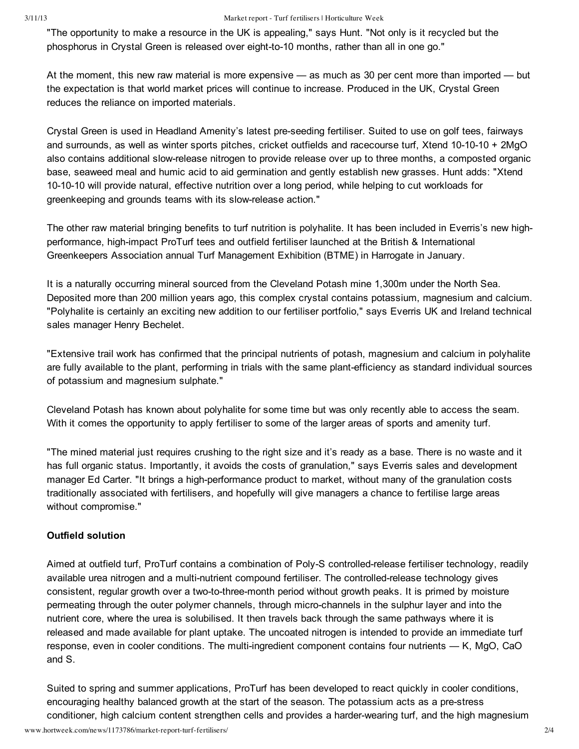"The opportunity to make a resource in the UK is appealing," says Hunt. "Not only is it recycled but the phosphorus in Crystal Green is released over eight-to-10 months, rather than all in one go."

At the moment, this new raw material is more expensive — as much as 30 per cent more than imported — but the expectation is that world market prices will continue to increase. Produced in the UK, Crystal Green reduces the reliance on imported materials.

Crystal Green is used in Headland Amenity's latest pre-seeding fertiliser. Suited to use on golf tees, fairways and surrounds, as well as winter sports pitches, cricket outfields and racecourse turf, Xtend 10-10-10 + 2MgO also contains additional slow-release nitrogen to provide release over up to three months, a composted organic base, seaweed meal and humic acid to aid germination and gently establish new grasses. Hunt adds: "Xtend 10-10-10 will provide natural, effective nutrition over a long period, while helping to cut workloads for greenkeeping and grounds teams with its slow-release action."

The other raw material bringing benefits to turf nutrition is polyhalite. It has been included in Everris's new high-performance, high-impact ProTurf tees and outfield fertiliser launched at the British & International Greenkeepers Association annual Turf Management Exhibition (BTME) in Harrogate in January.

It is a naturally occurring mineral sourced from the Cleveland Potash mine 1,300m under the North Sea. Deposited more than 200 million years ago, this complex crystal contains potassium, magnesium and calcium. "Polyhalite is certainly an exciting new addition to our fertiliser portfolio," says Everris UK and Ireland technical sales manager Henry Bechelet.

"Extensive trail work has confirmed that the principal nutrients of potash, magnesium and calcium in polyhalite are fully available to the plant, performing in trials with the same plant-efficiency as standard individual sources of potassium and magnesium sulphate."

Cleveland Potash has known about polyhalite for some time but was only recently able to access the seam. With it comes the opportunity to apply fertiliser to some of the larger areas of sports and amenity turf.

"The mined material just requires crushing to the right size and it's ready as a base. There is no waste and it has full organic status. Importantly, it avoids the costs of granulation," says Everris sales and development manager Ed Carter. "It brings a high-performance product to market, without many of the granulation costs traditionally associated with fertilisers, and hopefully will give managers a chance to fertilise large areas without compromise."

**Outfield solution**

Aimed at outfield turf, ProTurf contains a combination of Poly-S controlled-release fertiliser technology, readily available urea nitrogen and a multi-nutrient compound fertiliser. The controlled-release technology gives consistent, regular growth over a two-to-three-month period without growth peaks. It is primed by moisture permeating through the outer polymer channels, through micro-channels in the sulphur layer and into the nutrient core, where the urea is solubilised. It then travels back through the same pathways where it is released and made available for plant uptake. The uncoated nitrogen is intended to provide an immediate turf response, even in cooler conditions. The multi-ingredient component contains four nutrients — K, MgO, CaO and S.

Suited to spring and summer applications, ProTurf has been developed to react quickly in cooler conditions, encouraging healthy balanced growth at the start of the season. The potassium acts as a pre-stress conditioner, high calcium content strengthen cells and provides a harder-wearing turf, and the high magnesium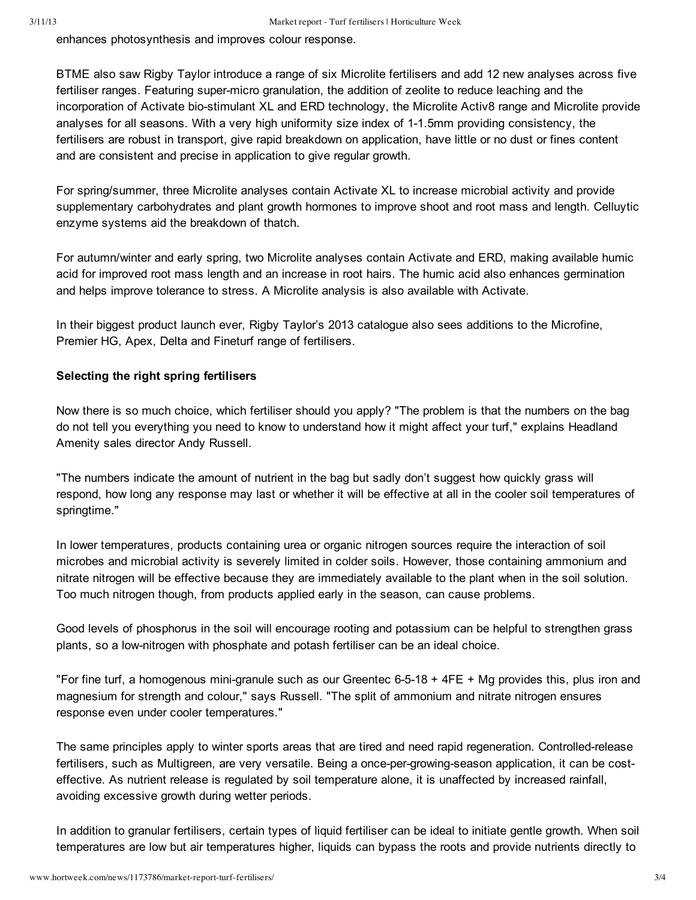enhances photosynthesis and improves colour response.

BTME also saw Rigby Taylor introduce a range of six Microlite fertilisers and add 12 new analyses across five fertiliser ranges. Featuring super-micro granulation, the addition of zeolite to reduce leaching and the incorporation of Activate bio-stimulant XL and ERD technology, the Microlite Activ8 range and Microlite provide analyses for all seasons. With a very high uniformity size index of 1-1.5mm providing consistency, the fertilisers are robust in transport, give rapid breakdown on application, have little or no dust or fines content and are consistent and precise in application to give regular growth.

For spring/summer, three Microlite analyses contain Activate XL to increase microbial activity and provide supplementary carbohydrates and plant growth hormones to improve shoot and root mass and length. Celluytic enzyme systems aid the breakdown of thatch.

For autumn/winter and early spring, two Microlite analyses contain Activate and ERD, making available humic acid for improved root mass length and an increase in root hairs. The humic acid also enhances germination and helps improve tolerance to stress. A Microlite analysis is also available with Activate.

In their biggest product launch ever, Rigby Taylor's 2013 catalogue also sees additions to the Microfine, Premier HG, Apex, Delta and Fineturf range of fertilisers.

**Selecting the right spring fertilisers**

Now there is so much choice, which fertiliser should you apply? "The problem is that the numbers on the bag do not tell you everything you need to know to understand how it might affect your turf," explains Headland Amenity sales director Andy Russell.

"The numbers indicate the amount of nutrient in the bag but sadly don't suggest how quickly grass will respond, how long any response may last or whether it will be effective at all in the cooler soil temperatures of springtime."

In lower temperatures, products containing urea or organic nitrogen sources require the interaction of soil microbes and microbial activity is severely limited in colder soils. However, those containing ammonium and nitrate nitrogen will be effective because they are immediately available to the plant when in the soil solution. Too much nitrogen though, from products applied early in the season, can cause problems.

Good levels of phosphorus in the soil will encourage rooting and potassium can be helpful to strengthen grass plants, so a low-nitrogen with phosphate and potash fertiliser can be an ideal choice.

"For fine turf, a homogenous mini-granule such as our Greentec 6-5-18 + 4FE + Mg provides this, plus iron and magnesium for strength and colour," says Russell. "The split of ammonium and nitrate nitrogen ensures response even under cooler temperatures."

The same principles apply to winter sports areas that are tired and need rapid regeneration. Controlled-release fertilisers, such as Multigreen, are very versatile. Being a once-per-growing-season application, it can be cost-effective. As nutrient release is regulated by soil temperature alone, it is unaffected by increased rainfall, avoiding excessive growth during wetter periods.

In addition to granular fertilisers, certain types of liquid fertiliser can be ideal to initiate gentle growth. When soil temperatures are low but air temperatures higher, liquids can bypass the roots and provide nutrients directly to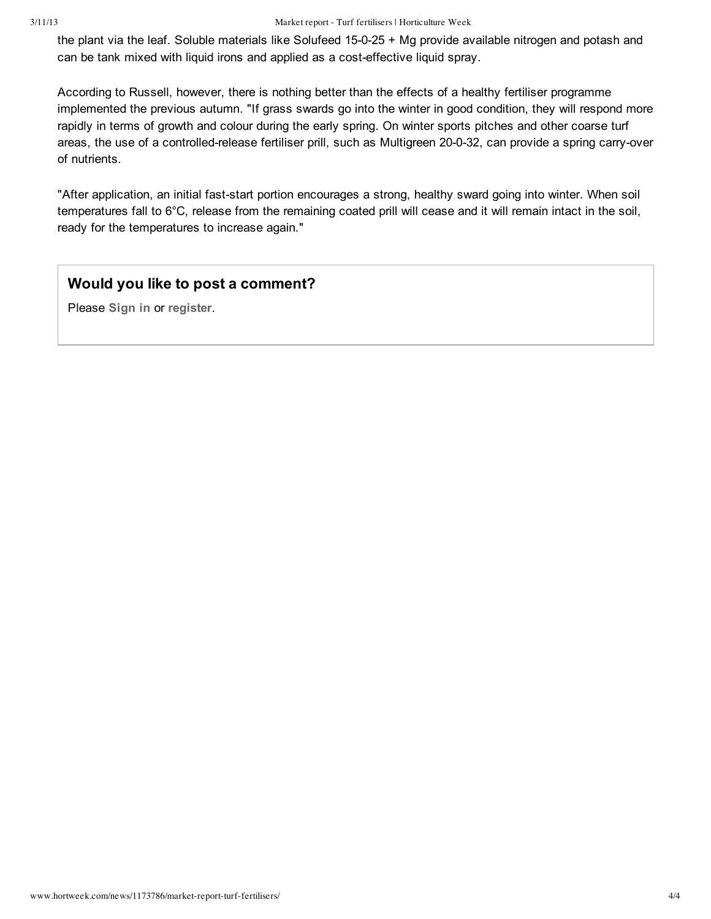the plant via the leaf. Soluble materials like Solufeed 15-0-25 + Mg provide available nitrogen and potash and can be tank mixed with liquid irons and applied as a cost-effective liquid spray.

According to Russell, however, there is nothing better than the effects of a healthy fertiliser programme implemented the previous autumn. "If grass swards go into the winter in good condition, they will respond more rapidly in terms of growth and colour during the early spring. On winter sports pitches and other coarse turf areas, the use of a controlled-release fertiliser prill, such as Multigreen 20-0-32, can provide a spring carry-over of nutrients.

"After application, an initial fast-start portion encourages a strong, healthy sward going into winter. When soil temperatures fall to 6°C, release from the remaining coated prill will cease and it will remain intact in the soil, ready for the temperatures to increase again."

## Would you like to post a comment?

Please **Sign in** or **register**.